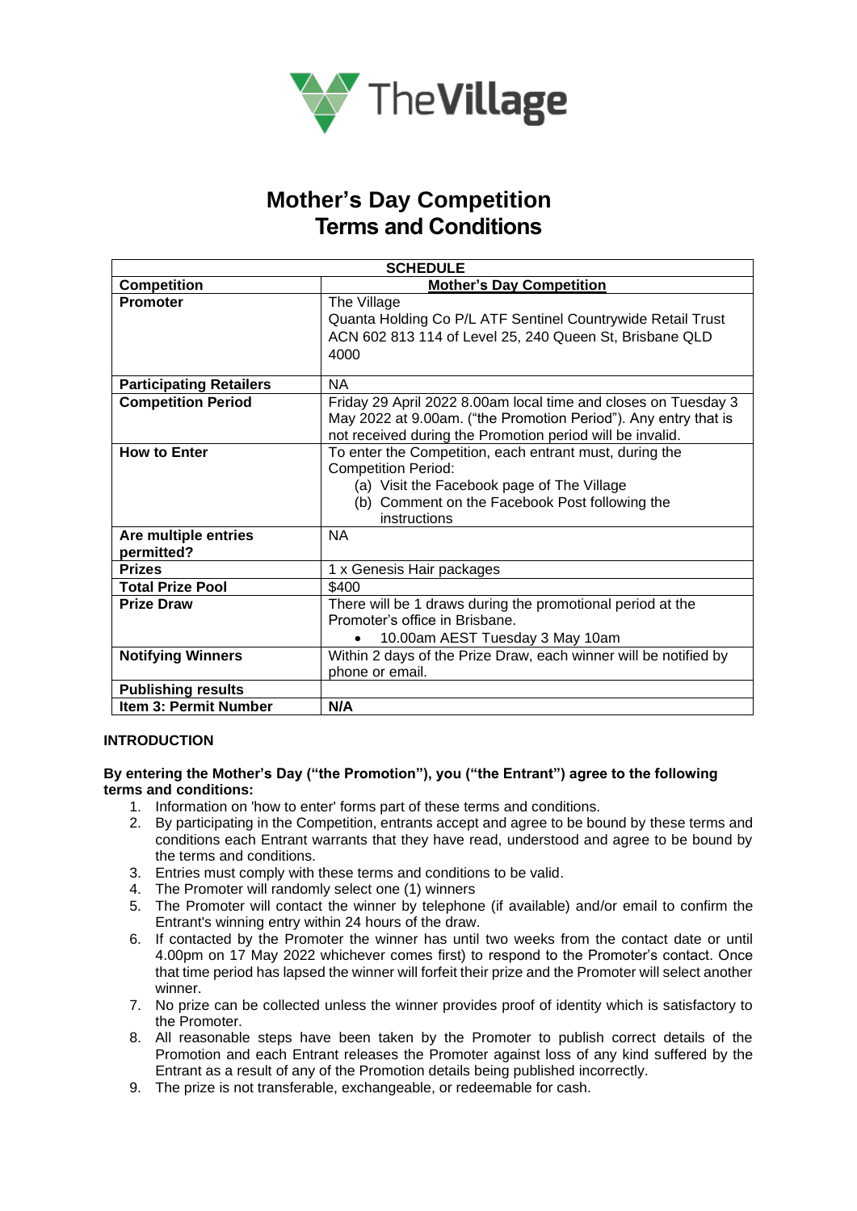TheVillage

# Mother's Day Competition
# Terms and Conditions

| SCHEDULE | |
|---|---|
| **Competition** | **Mother's Day Competition** |
| **Promoter** | The Village<br>Quanta Holding Co P/L ATF Sentinel Countrywide Retail Trust ACN 602 813 114 of Level 25, 240 Queen St, Brisbane QLD 4000 |
| **Participating Retailers** | NA |
| **Competition Period** | Friday 29 April 2022 8.00am local time and closes on Tuesday 3 May 2022 at 9.00am. ("the Promotion Period"). Any entry that is not received during the Promotion period will be invalid. |
| **How to Enter** | To enter the Competition, each entrant must, during the Competition Period:<br>(a) Visit the Facebook page of The Village<br>(b) Comment on the Facebook Post following the instructions |
| **Are multiple entries permitted?** | NA |
| **Prizes** | 1 x Genesis Hair packages |
| **Total Prize Pool** | $400 |
| **Prize Draw** | There will be 1 draws during the promotional period at the Promoter's office in Brisbane.<br>• 10.00am AEST Tuesday 3 May 10am |
| **Notifying Winners** | Within 2 days of the Prize Draw, each winner will be notified by phone or email. |
| **Publishing results** | |
| **Item 3: Permit Number** | **N/A** |

**INTRODUCTION**

**By entering the Mother's Day ("the Promotion"), you ("the Entrant") agree to the following terms and conditions:**

1. Information on 'how to enter' forms part of these terms and conditions.
2. By participating in the Competition, entrants accept and agree to be bound by these terms and conditions each Entrant warrants that they have read, understood and agree to be bound by the terms and conditions.
3. Entries must comply with these terms and conditions to be valid.
4. The Promoter will randomly select one (1) winners
5. The Promoter will contact the winner by telephone (if available) and/or email to confirm the Entrant's winning entry within 24 hours of the draw.
6. If contacted by the Promoter the winner has until two weeks from the contact date or until 4.00pm on 17 May 2022 whichever comes first) to respond to the Promoter's contact. Once that time period has lapsed the winner will forfeit their prize and the Promoter will select another winner.
7. No prize can be collected unless the winner provides proof of identity which is satisfactory to the Promoter.
8. All reasonable steps have been taken by the Promoter to publish correct details of the Promotion and each Entrant releases the Promoter against loss of any kind suffered by the Entrant as a result of any of the Promotion details being published incorrectly.
9. The prize is not transferable, exchangeable, or redeemable for cash.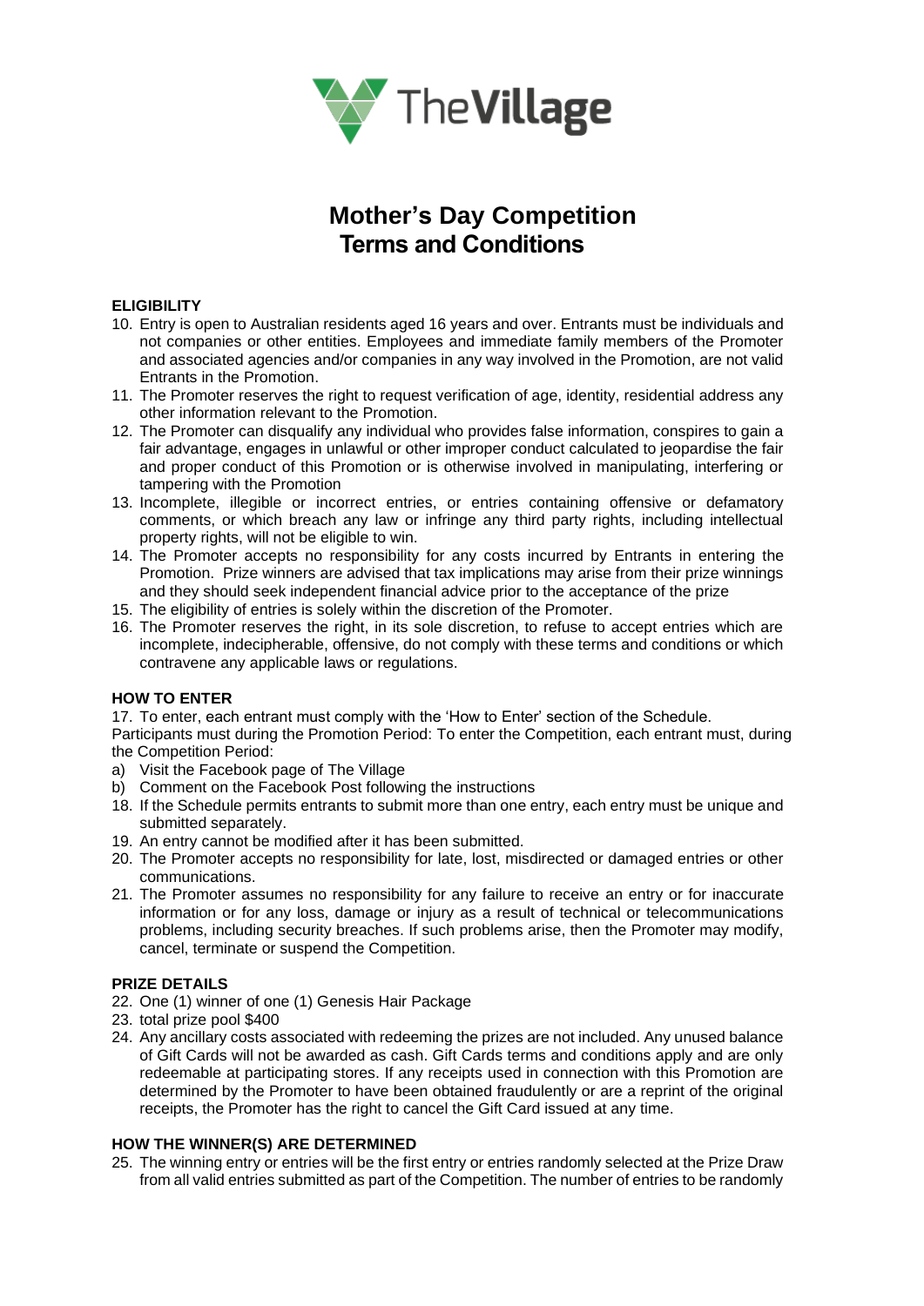# Mother's Day Competition Terms and Conditions

**ELIGIBILITY**

10. Entry is open to Australian residents aged 16 years and over. Entrants must be individuals and not companies or other entities. Employees and immediate family members of the Promoter and associated agencies and/or companies in any way involved in the Promotion, are not valid Entrants in the Promotion.
11. The Promoter reserves the right to request verification of age, identity, residential address any other information relevant to the Promotion.
12. The Promoter can disqualify any individual who provides false information, conspires to gain a fair advantage, engages in unlawful or other improper conduct calculated to jeopardise the fair and proper conduct of this Promotion or is otherwise involved in manipulating, interfering or tampering with the Promotion
13. Incomplete, illegible or incorrect entries, or entries containing offensive or defamatory comments, or which breach any law or infringe any third party rights, including intellectual property rights, will not be eligible to win.
14. The Promoter accepts no responsibility for any costs incurred by Entrants in entering the Promotion. Prize winners are advised that tax implications may arise from their prize winnings and they should seek independent financial advice prior to the acceptance of the prize
15. The eligibility of entries is solely within the discretion of the Promoter.
16. The Promoter reserves the right, in its sole discretion, to refuse to accept entries which are incomplete, indecipherable, offensive, do not comply with these terms and conditions or which contravene any applicable laws or regulations.

**HOW TO ENTER**

17. To enter, each entrant must comply with the 'How to Enter' section of the Schedule.

Participants must during the Promotion Period: To enter the Competition, each entrant must, during the Competition Period:

a) Visit the Facebook page of The Village
b) Comment on the Facebook Post following the instructions

18. If the Schedule permits entrants to submit more than one entry, each entry must be unique and submitted separately.
19. An entry cannot be modified after it has been submitted.
20. The Promoter accepts no responsibility for late, lost, misdirected or damaged entries or other communications.
21. The Promoter assumes no responsibility for any failure to receive an entry or for inaccurate information or for any loss, damage or injury as a result of technical or telecommunications problems, including security breaches. If such problems arise, then the Promoter may modify, cancel, terminate or suspend the Competition.

**PRIZE DETAILS**

22. One (1) winner of one (1) Genesis Hair Package
23. total prize pool $400
24. Any ancillary costs associated with redeeming the prizes are not included. Any unused balance of Gift Cards will not be awarded as cash. Gift Cards terms and conditions apply and are only redeemable at participating stores. If any receipts used in connection with this Promotion are determined by the Promoter to have been obtained fraudulently or are a reprint of the original receipts, the Promoter has the right to cancel the Gift Card issued at any time.

**HOW THE WINNER(S) ARE DETERMINED**

25. The winning entry or entries will be the first entry or entries randomly selected at the Prize Draw from all valid entries submitted as part of the Competition. The number of entries to be randomly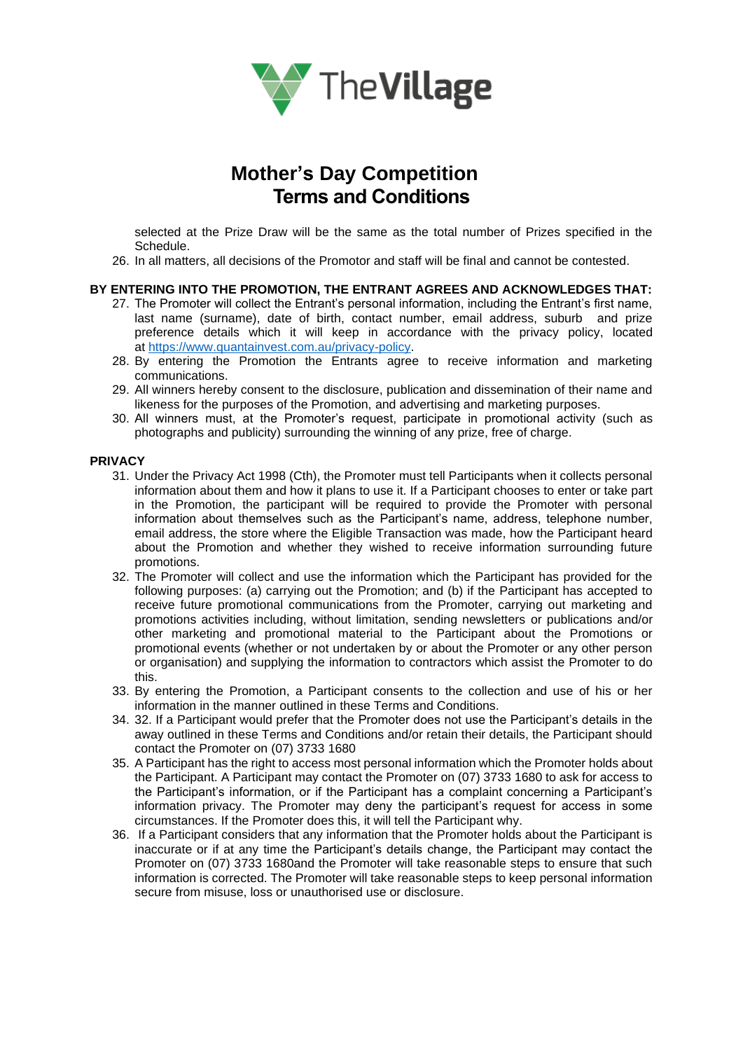# Mother's Day Competition Terms and Conditions

selected at the Prize Draw will be the same as the total number of Prizes specified in the Schedule.

26. In all matters, all decisions of the Promotor and staff will be final and cannot be contested.

**BY ENTERING INTO THE PROMOTION, THE ENTRANT AGREES AND ACKNOWLEDGES THAT:**

27. The Promoter will collect the Entrant's personal information, including the Entrant's first name, last name (surname), date of birth, contact number, email address, suburb and prize preference details which it will keep in accordance with the privacy policy, located at [https://www.quantainvest.com.au/privacy-policy](https://www.quantainvest.com.au/privacy-policy).
28. By entering the Promotion the Entrants agree to receive information and marketing communications.
29. All winners hereby consent to the disclosure, publication and dissemination of their name and likeness for the purposes of the Promotion, and advertising and marketing purposes.
30. All winners must, at the Promoter's request, participate in promotional activity (such as photographs and publicity) surrounding the winning of any prize, free of charge.

**PRIVACY**

31. Under the Privacy Act 1998 (Cth), the Promoter must tell Participants when it collects personal information about them and how it plans to use it. If a Participant chooses to enter or take part in the Promotion, the participant will be required to provide the Promoter with personal information about themselves such as the Participant's name, address, telephone number, email address, the store where the Eligible Transaction was made, how the Participant heard about the Promotion and whether they wished to receive information surrounding future promotions.
32. The Promoter will collect and use the information which the Participant has provided for the following purposes: (a) carrying out the Promotion; and (b) if the Participant has accepted to receive future promotional communications from the Promoter, carrying out marketing and promotions activities including, without limitation, sending newsletters or publications and/or other marketing and promotional material to the Participant about the Promotions or promotional events (whether or not undertaken by or about the Promoter or any other person or organisation) and supplying the information to contractors which assist the Promoter to do this.
33. By entering the Promotion, a Participant consents to the collection and use of his or her information in the manner outlined in these Terms and Conditions.
34. 32. If a Participant would prefer that the Promoter does not use the Participant's details in the away outlined in these Terms and Conditions and/or retain their details, the Participant should contact the Promoter on (07) 3733 1680
35. A Participant has the right to access most personal information which the Promoter holds about the Participant. A Participant may contact the Promoter on (07) 3733 1680 to ask for access to the Participant's information, or if the Participant has a complaint concerning a Participant's information privacy. The Promoter may deny the participant's request for access in some circumstances. If the Promoter does this, it will tell the Participant why.
36. If a Participant considers that any information that the Promoter holds about the Participant is inaccurate or if at any time the Participant's details change, the Participant may contact the Promoter on (07) 3733 1680and the Promoter will take reasonable steps to ensure that such information is corrected. The Promoter will take reasonable steps to keep personal information secure from misuse, loss or unauthorised use or disclosure.